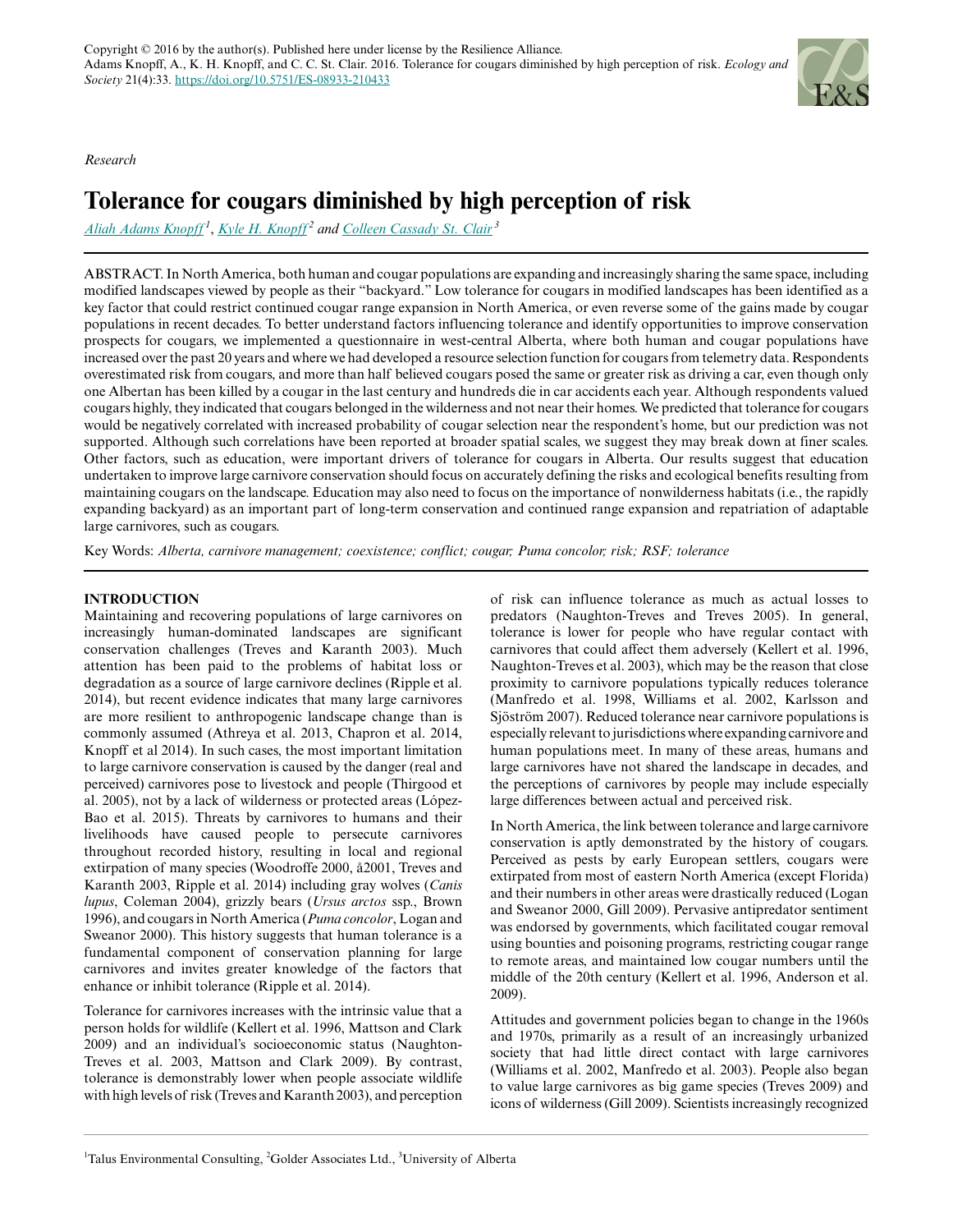Copyright © 2016 by the author(s). Published here under license by the Resilience Alliance.
Adams Knopff, A., K. H. Knopff, and C. C. St. Clair. 2016. Tolerance for cougars diminished by high perception of risk. *Ecology and Society* 21(4):33. https://doi.org/10.5751/ES-08933-210433

*Research*

# Tolerance for cougars diminished by high perception of risk

*Aliah Adams Knopff*[1], *Kyle H. Knopff*[2] *and Colleen Cassady St. Clair*[3]

ABSTRACT. In North America, both human and cougar populations are expanding and increasingly sharing the same space, including modified landscapes viewed by people as their "backyard." Low tolerance for cougars in modified landscapes has been identified as a key factor that could restrict continued cougar range expansion in North America, or even reverse some of the gains made by cougar populations in recent decades. To better understand factors influencing tolerance and identify opportunities to improve conservation prospects for cougars, we implemented a questionnaire in west-central Alberta, where both human and cougar populations have increased over the past 20 years and where we had developed a resource selection function for cougars from telemetry data. Respondents overestimated risk from cougars, and more than half believed cougars posed the same or greater risk as driving a car, even though only one Albertan has been killed by a cougar in the last century and hundreds die in car accidents each year. Although respondents valued cougars highly, they indicated that cougars belonged in the wilderness and not near their homes. We predicted that tolerance for cougars would be negatively correlated with increased probability of cougar selection near the respondent's home, but our prediction was not supported. Although such correlations have been reported at broader spatial scales, we suggest they may break down at finer scales. Other factors, such as education, were important drivers of tolerance for cougars in Alberta. Our results suggest that education undertaken to improve large carnivore conservation should focus on accurately defining the risks and ecological benefits resulting from maintaining cougars on the landscape. Education may also need to focus on the importance of nonwilderness habitats (i.e., the rapidly expanding backyard) as an important part of long-term conservation and continued range expansion and repatriation of adaptable large carnivores, such as cougars.

Key Words: *Alberta, carnivore management; coexistence; conflict; cougar; Puma concolor; risk; RSF; tolerance*

## INTRODUCTION

Maintaining and recovering populations of large carnivores on increasingly human-dominated landscapes are significant conservation challenges (Treves and Karanth 2003). Much attention has been paid to the problems of habitat loss or degradation as a source of large carnivore declines (Ripple et al. 2014), but recent evidence indicates that many large carnivores are more resilient to anthropogenic landscape change than is commonly assumed (Athreya et al. 2013, Chapron et al. 2014, Knopff et al 2014). In such cases, the most important limitation to large carnivore conservation is caused by the danger (real and perceived) carnivores pose to livestock and people (Thirgood et al. 2005), not by a lack of wilderness or protected areas (López-Bao et al. 2015). Threats by carnivores to humans and their livelihoods have caused people to persecute carnivores throughout recorded history, resulting in local and regional extirpation of many species (Woodroffe 2000, â2001, Treves and Karanth 2003, Ripple et al. 2014) including gray wolves (*Canis lupus*, Coleman 2004), grizzly bears (*Ursus arctos* ssp., Brown 1996), and cougars in North America (*Puma concolor*, Logan and Sweanor 2000). This history suggests that human tolerance is a fundamental component of conservation planning for large carnivores and invites greater knowledge of the factors that enhance or inhibit tolerance (Ripple et al. 2014).

Tolerance for carnivores increases with the intrinsic value that a person holds for wildlife (Kellert et al. 1996, Mattson and Clark 2009) and an individual's socioeconomic status (Naughton-Treves et al. 2003, Mattson and Clark 2009). By contrast, tolerance is demonstrably lower when people associate wildlife with high levels of risk (Treves and Karanth 2003), and perception of risk can influence tolerance as much as actual losses to predators (Naughton-Treves and Treves 2005). In general, tolerance is lower for people who have regular contact with carnivores that could affect them adversely (Kellert et al. 1996, Naughton-Treves et al. 2003), which may be the reason that close proximity to carnivore populations typically reduces tolerance (Manfredo et al. 1998, Williams et al. 2002, Karlsson and Sjöström 2007). Reduced tolerance near carnivore populations is especially relevant to jurisdictions where expanding carnivore and human populations meet. In many of these areas, humans and large carnivores have not shared the landscape in decades, and the perceptions of carnivores by people may include especially large differences between actual and perceived risk.

In North America, the link between tolerance and large carnivore conservation is aptly demonstrated by the history of cougars. Perceived as pests by early European settlers, cougars were extirpated from most of eastern North America (except Florida) and their numbers in other areas were drastically reduced (Logan and Sweanor 2000, Gill 2009). Pervasive antipredator sentiment was endorsed by governments, which facilitated cougar removal using bounties and poisoning programs, restricting cougar range to remote areas, and maintained low cougar numbers until the middle of the 20th century (Kellert et al. 1996, Anderson et al. 2009).

Attitudes and government policies began to change in the 1960s and 1970s, primarily as a result of an increasingly urbanized society that had little direct contact with large carnivores (Williams et al. 2002, Manfredo et al. 2003). People also began to value large carnivores as big game species (Treves 2009) and icons of wilderness (Gill 2009). Scientists increasingly recognized

[1]Talus Environmental Consulting, [2]Golder Associates Ltd., [3]University of Alberta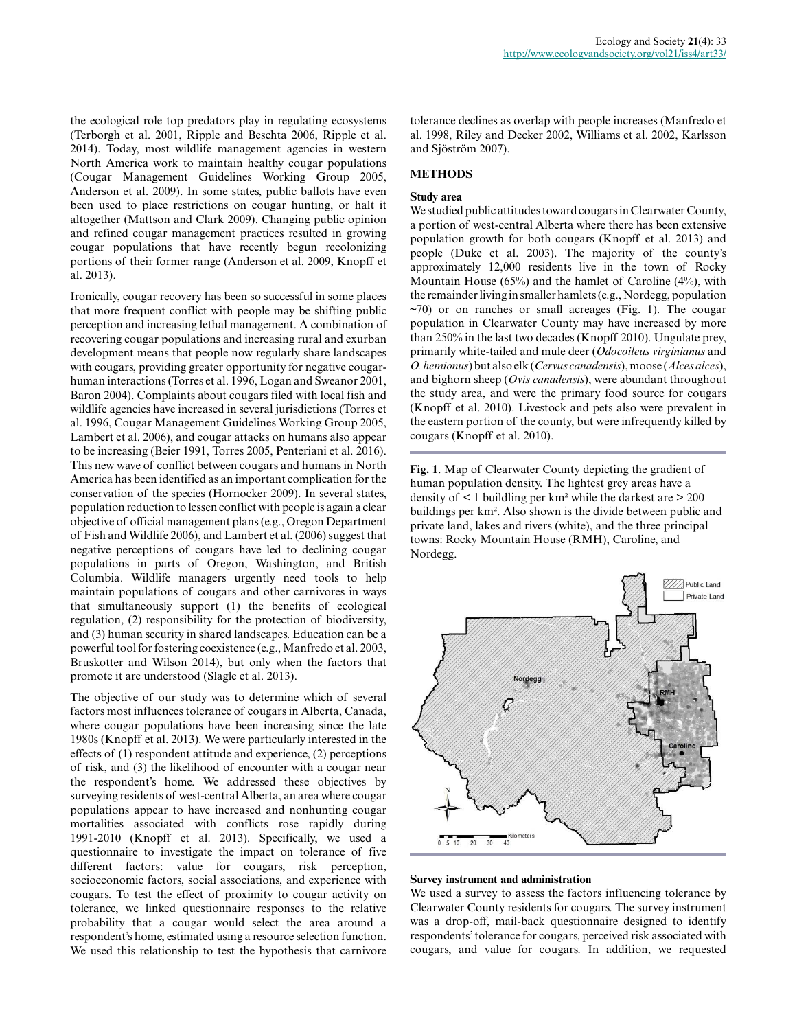the ecological role top predators play in regulating ecosystems (Terborgh et al. 2001, Ripple and Beschta 2006, Ripple et al. 2014). Today, most wildlife management agencies in western North America work to maintain healthy cougar populations (Cougar Management Guidelines Working Group 2005, Anderson et al. 2009). In some states, public ballots have even been used to place restrictions on cougar hunting, or halt it altogether (Mattson and Clark 2009). Changing public opinion and refined cougar management practices resulted in growing cougar populations that have recently begun recolonizing portions of their former range (Anderson et al. 2009, Knopff et al. 2013).

Ironically, cougar recovery has been so successful in some places that more frequent conflict with people may be shifting public perception and increasing lethal management. A combination of recovering cougar populations and increasing rural and exurban development means that people now regularly share landscapes with cougars, providing greater opportunity for negative cougar-human interactions (Torres et al. 1996, Logan and Sweanor 2001, Baron 2004). Complaints about cougars filed with local fish and wildlife agencies have increased in several jurisdictions (Torres et al. 1996, Cougar Management Guidelines Working Group 2005, Lambert et al. 2006), and cougar attacks on humans also appear to be increasing (Beier 1991, Torres 2005, Penteriani et al. 2016). This new wave of conflict between cougars and humans in North America has been identified as an important complication for the conservation of the species (Hornocker 2009). In several states, population reduction to lessen conflict with people is again a clear objective of official management plans (e.g., Oregon Department of Fish and Wildlife 2006), and Lambert et al. (2006) suggest that negative perceptions of cougars have led to declining cougar populations in parts of Oregon, Washington, and British Columbia. Wildlife managers urgently need tools to help maintain populations of cougars and other carnivores in ways that simultaneously support (1) the benefits of ecological regulation, (2) responsibility for the protection of biodiversity, and (3) human security in shared landscapes. Education can be a powerful tool for fostering coexistence (e.g., Manfredo et al. 2003, Bruskotter and Wilson 2014), but only when the factors that promote it are understood (Slagle et al. 2013).

The objective of our study was to determine which of several factors most influences tolerance of cougars in Alberta, Canada, where cougar populations have been increasing since the late 1980s (Knopff et al. 2013). We were particularly interested in the effects of (1) respondent attitude and experience, (2) perceptions of risk, and (3) the likelihood of encounter with a cougar near the respondent's home. We addressed these objectives by surveying residents of west-central Alberta, an area where cougar populations appear to have increased and nonhunting cougar mortalities associated with conflicts rose rapidly during 1991-2010 (Knopff et al. 2013). Specifically, we used a questionnaire to investigate the impact on tolerance of five different factors: value for cougars, risk perception, socioeconomic factors, social associations, and experience with cougars. To test the effect of proximity to cougar activity on tolerance, we linked questionnaire responses to the relative probability that a cougar would select the area around a respondent's home, estimated using a resource selection function. We used this relationship to test the hypothesis that carnivore tolerance declines as overlap with people increases (Manfredo et al. 1998, Riley and Decker 2002, Williams et al. 2002, Karlsson and Sjöström 2007).

## METHODS

### Study area

We studied public attitudes toward cougars in Clearwater County, a portion of west-central Alberta where there has been extensive population growth for both cougars (Knopff et al. 2013) and people (Duke et al. 2003). The majority of the county's approximately 12,000 residents live in the town of Rocky Mountain House (65%) and the hamlet of Caroline (4%), with the remainder living in smaller hamlets (e.g., Nordegg, population ~70) or on ranches or small acreages (Fig. 1). The cougar population in Clearwater County may have increased by more than 250% in the last two decades (Knopff 2010). Ungulate prey, primarily white-tailed and mule deer (*Odocoileus virginianus* and *O. hemionus*) but also elk (*Cervus canadensis*), moose (*Alces alces*), and bighorn sheep (*Ovis canadensis*), were abundant throughout the study area, and were the primary food source for cougars (Knopff et al. 2010). Livestock and pets also were prevalent in the eastern portion of the county, but were infrequently killed by cougars (Knopff et al. 2010).

**Fig. 1**. Map of Clearwater County depicting the gradient of human population density. The lightest grey areas have a density of < 1 buildling per km² while the darkest are > 200 buildings per km². Also shown is the divide between public and private land, lakes and rivers (white), and the three principal towns: Rocky Mountain House (RMH), Caroline, and Nordegg.

### Survey instrument and administration

We used a survey to assess the factors influencing tolerance by Clearwater County residents for cougars. The survey instrument was a drop-off, mail-back questionnaire designed to identify respondents' tolerance for cougars, perceived risk associated with cougars, and value for cougars. In addition, we requested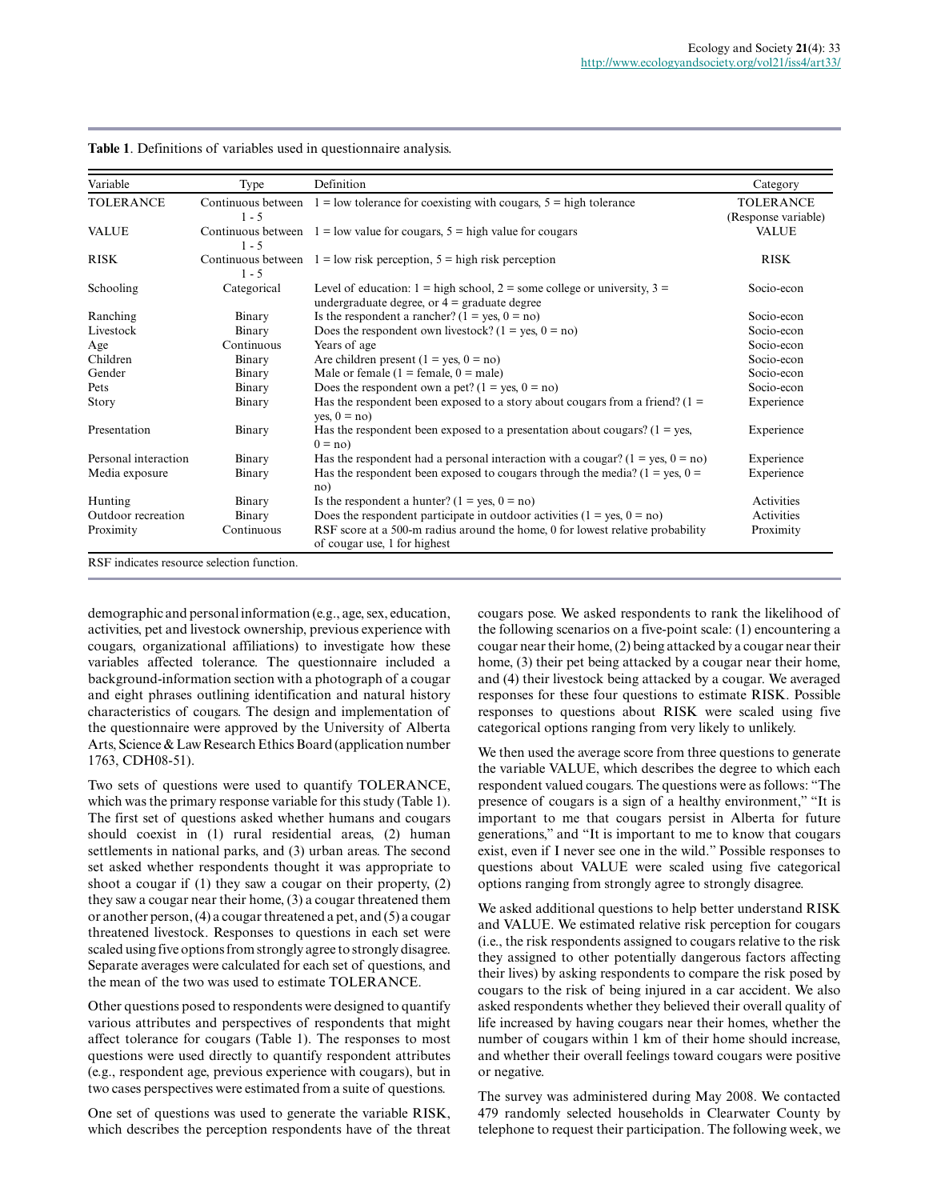**Table 1**. Definitions of variables used in questionnaire analysis.

| Variable | Type | Definition | Category |
|---|---|---|---|
| TOLERANCE | Continuous between 1 - 5 | 1 = low tolerance for coexisting with cougars, 5 = high tolerance | TOLERANCE (Response variable) |
| VALUE | Continuous between 1 - 5 | 1 = low value for cougars, 5 = high value for cougars | VALUE |
| RISK | Continuous between 1 - 5 | 1 = low risk perception, 5 = high risk perception | RISK |
| Schooling | Categorical | Level of education: 1 = high school, 2 = some college or university, 3 = undergraduate degree, or 4 = graduate degree | Socio-econ |
| Ranching | Binary | Is the respondent a rancher? (1 = yes, 0 = no) | Socio-econ |
| Livestock | Binary | Does the respondent own livestock? (1 = yes, 0 = no) | Socio-econ |
| Age | Continuous | Years of age | Socio-econ |
| Children | Binary | Are children present (1 = yes, 0 = no) | Socio-econ |
| Gender | Binary | Male or female (1 = female, 0 = male) | Socio-econ |
| Pets | Binary | Does the respondent own a pet? (1 = yes, 0 = no) | Socio-econ |
| Story | Binary | Has the respondent been exposed to a story about cougars from a friend? (1 = yes, 0 = no) | Experience |
| Presentation | Binary | Has the respondent been exposed to a presentation about cougars? (1 = yes, 0 = no) | Experience |
| Personal interaction | Binary | Has the respondent had a personal interaction with a cougar? (1 = yes, 0 = no) | Experience |
| Media exposure | Binary | Has the respondent been exposed to cougars through the media? (1 = yes, 0 = no) | Experience |
| Hunting | Binary | Is the respondent a hunter? (1 = yes, 0 = no) | Activities |
| Outdoor recreation | Binary | Does the respondent participate in outdoor activities (1 = yes, 0 = no) | Activities |
| Proximity | Continuous | RSF score at a 500-m radius around the home, 0 for lowest relative probability of cougar use, 1 for highest | Proximity |

RSF indicates resource selection function.

demographic and personal information (e.g., age, sex, education, activities, pet and livestock ownership, previous experience with cougars, organizational affiliations) to investigate how these variables affected tolerance. The questionnaire included a background-information section with a photograph of a cougar and eight phrases outlining identification and natural history characteristics of cougars. The design and implementation of the questionnaire were approved by the University of Alberta Arts, Science & Law Research Ethics Board (application number 1763, CDH08-51).

Two sets of questions were used to quantify TOLERANCE, which was the primary response variable for this study (Table 1). The first set of questions asked whether humans and cougars should coexist in (1) rural residential areas, (2) human settlements in national parks, and (3) urban areas. The second set asked whether respondents thought it was appropriate to shoot a cougar if (1) they saw a cougar on their property, (2) they saw a cougar near their home, (3) a cougar threatened them or another person, (4) a cougar threatened a pet, and (5) a cougar threatened livestock. Responses to questions in each set were scaled using five options from strongly agree to strongly disagree. Separate averages were calculated for each set of questions, and the mean of the two was used to estimate TOLERANCE.

Other questions posed to respondents were designed to quantify various attributes and perspectives of respondents that might affect tolerance for cougars (Table 1). The responses to most questions were used directly to quantify respondent attributes (e.g., respondent age, previous experience with cougars), but in two cases perspectives were estimated from a suite of questions.

One set of questions was used to generate the variable RISK, which describes the perception respondents have of the threat cougars pose. We asked respondents to rank the likelihood of the following scenarios on a five-point scale: (1) encountering a cougar near their home, (2) being attacked by a cougar near their home, (3) their pet being attacked by a cougar near their home, and (4) their livestock being attacked by a cougar. We averaged responses for these four questions to estimate RISK. Possible responses to questions about RISK were scaled using five categorical options ranging from very likely to unlikely.

We then used the average score from three questions to generate the variable VALUE, which describes the degree to which each respondent valued cougars. The questions were as follows: "The presence of cougars is a sign of a healthy environment," "It is important to me that cougars persist in Alberta for future generations," and "It is important to me to know that cougars exist, even if I never see one in the wild." Possible responses to questions about VALUE were scaled using five categorical options ranging from strongly agree to strongly disagree.

We asked additional questions to help better understand RISK and VALUE. We estimated relative risk perception for cougars (i.e., the risk respondents assigned to cougars relative to the risk they assigned to other potentially dangerous factors affecting their lives) by asking respondents to compare the risk posed by cougars to the risk of being injured in a car accident. We also asked respondents whether they believed their overall quality of life increased by having cougars near their homes, whether the number of cougars within 1 km of their home should increase, and whether their overall feelings toward cougars were positive or negative.

The survey was administered during May 2008. We contacted 479 randomly selected households in Clearwater County by telephone to request their participation. The following week, we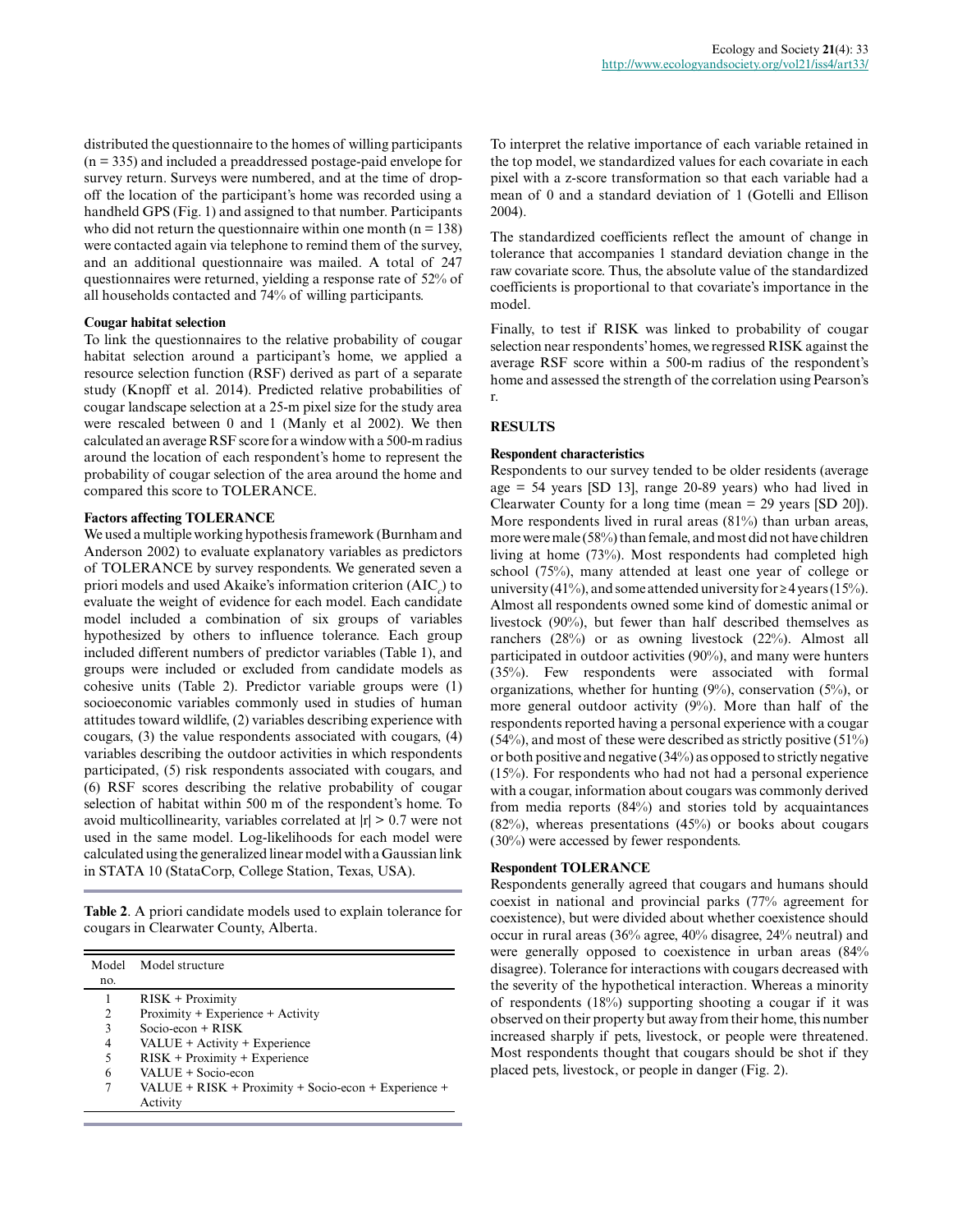distributed the questionnaire to the homes of willing participants (n = 335) and included a preaddressed postage-paid envelope for survey return. Surveys were numbered, and at the time of drop-off the location of the participant's home was recorded using a handheld GPS (Fig. 1) and assigned to that number. Participants who did not return the questionnaire within one month (n = 138) were contacted again via telephone to remind them of the survey, and an additional questionnaire was mailed. A total of 247 questionnaires were returned, yielding a response rate of 52% of all households contacted and 74% of willing participants.

**Cougar habitat selection**

To link the questionnaires to the relative probability of cougar habitat selection around a participant's home, we applied a resource selection function (RSF) derived as part of a separate study (Knopff et al. 2014). Predicted relative probabilities of cougar landscape selection at a 25-m pixel size for the study area were rescaled between 0 and 1 (Manly et al 2002). We then calculated an average RSF score for a window with a 500-m radius around the location of each respondent's home to represent the probability of cougar selection of the area around the home and compared this score to TOLERANCE.

**Factors affecting TOLERANCE**

We used a multiple working hypothesis framework (Burnham and Anderson 2002) to evaluate explanatory variables as predictors of TOLERANCE by survey respondents. We generated seven a priori models and used Akaike's information criterion ($AIC_c$) to evaluate the weight of evidence for each model. Each candidate model included a combination of six groups of variables hypothesized by others to influence tolerance. Each group included different numbers of predictor variables (Table 1), and groups were included or excluded from candidate models as cohesive units (Table 2). Predictor variable groups were (1) socioeconomic variables commonly used in studies of human attitudes toward wildlife, (2) variables describing experience with cougars, (3) the value respondents associated with cougars, (4) variables describing the outdoor activities in which respondents participated, (5) risk respondents associated with cougars, and (6) RSF scores describing the relative probability of cougar selection of habitat within 500 m of the respondent's home. To avoid multicollinearity, variables correlated at $|r| > 0.7$ were not used in the same model. Log-likelihoods for each model were calculated using the generalized linear model with a Gaussian link in STATA 10 (StataCorp, College Station, Texas, USA).

**Table 2**. A priori candidate models used to explain tolerance for cougars in Clearwater County, Alberta.

| Model no. | Model structure |
|---|---|
| 1 | RISK + Proximity |
| 2 | Proximity + Experience + Activity |
| 3 | Socio-econ + RISK |
| 4 | VALUE + Activity + Experience |
| 5 | RISK + Proximity + Experience |
| 6 | VALUE + Socio-econ |
| 7 | VALUE + RISK + Proximity + Socio-econ + Experience + Activity |

To interpret the relative importance of each variable retained in the top model, we standardized values for each covariate in each pixel with a z-score transformation so that each variable had a mean of 0 and a standard deviation of 1 (Gotelli and Ellison 2004).

The standardized coefficients reflect the amount of change in tolerance that accompanies 1 standard deviation change in the raw covariate score. Thus, the absolute value of the standardized coefficients is proportional to that covariate's importance in the model.

Finally, to test if RISK was linked to probability of cougar selection near respondents' homes, we regressed RISK against the average RSF score within a 500-m radius of the respondent's home and assessed the strength of the correlation using Pearson's r.

## RESULTS

**Respondent characteristics**

Respondents to our survey tended to be older residents (average age = 54 years [SD 13], range 20-89 years) who had lived in Clearwater County for a long time (mean = 29 years [SD 20]). More respondents lived in rural areas (81%) than urban areas, more were male (58%) than female, and most did not have children living at home (73%). Most respondents had completed high school (75%), many attended at least one year of college or university (41%), and some attended university for ≥4 years (15%). Almost all respondents owned some kind of domestic animal or livestock (90%), but fewer than half described themselves as ranchers (28%) or as owning livestock (22%). Almost all participated in outdoor activities (90%), and many were hunters (35%). Few respondents were associated with formal organizations, whether for hunting (9%), conservation (5%), or more general outdoor activity (9%). More than half of the respondents reported having a personal experience with a cougar (54%), and most of these were described as strictly positive (51%) or both positive and negative (34%) as opposed to strictly negative (15%). For respondents who had not had a personal experience with a cougar, information about cougars was commonly derived from media reports (84%) and stories told by acquaintances (82%), whereas presentations (45%) or books about cougars (30%) were accessed by fewer respondents.

**Respondent TOLERANCE**

Respondents generally agreed that cougars and humans should coexist in national and provincial parks (77% agreement for coexistence), but were divided about whether coexistence should occur in rural areas (36% agree, 40% disagree, 24% neutral) and were generally opposed to coexistence in urban areas (84% disagree). Tolerance for interactions with cougars decreased with the severity of the hypothetical interaction. Whereas a minority of respondents (18%) supporting shooting a cougar if it was observed on their property but away from their home, this number increased sharply if pets, livestock, or people were threatened. Most respondents thought that cougars should be shot if they placed pets, livestock, or people in danger (Fig. 2).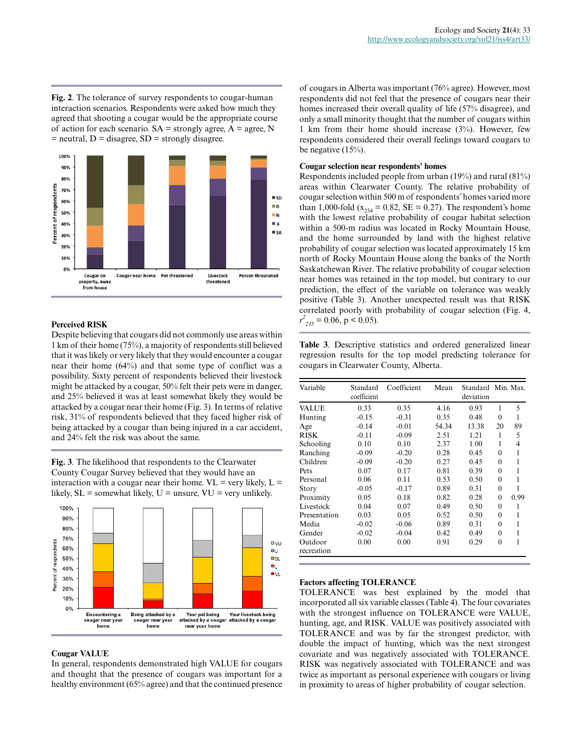**Fig. 2**. The tolerance of survey respondents to cougar-human interaction scenarios. Respondents were asked how much they agreed that shooting a cougar would be the appropriate course of action for each scenario. SA = strongly agree, A = agree, N = neutral, D = disagree, SD = strongly disagree.

### Perceived RISK

Despite believing that cougars did not commonly use areas within 1 km of their home (75%), a majority of respondents still believed that it was likely or very likely that they would encounter a cougar near their home (64%) and that some type of conflict was a possibility. Sixty percent of respondents believed their livestock might be attacked by a cougar, 50% felt their pets were in danger, and 25% believed it was at least somewhat likely they would be attacked by a cougar near their home (Fig. 3). In terms of relative risk, 31% of respondents believed that they faced higher risk of being attacked by a cougar than being injured in a car accident, and 24% felt the risk was about the same.

**Fig. 3**. The likelihood that respondents to the Clearwater County Cougar Survey believed that they would have an interaction with a cougar near their home. VL = very likely, L = likely, SL = somewhat likely, U = unsure, VU = very unlikely.

### Cougar VALUE

In general, respondents demonstrated high VALUE for cougars and thought that the presence of cougars was important for a healthy environment (65% agree) and that the continued presence of cougars in Alberta was important (76% agree). However, most respondents did not feel that the presence of cougars near their homes increased their overall quality of life (57% disagree), and only a small minority thought that the number of cougars within 1 km from their home should increase (3%). However, few respondents considered their overall feelings toward cougars to be negative (15%).

### Cougar selection near respondents' homes

Respondents included people from urban (19%) and rural (81%) areas within Clearwater County. The relative probability of cougar selection within 500 m of respondents' homes varied more than 1,000-fold ($x_{234} = 0.82$, SE = 0.27). The respondent's home with the lowest relative probability of cougar habitat selection within a 500-m radius was located in Rocky Mountain House, and the home surrounded by land with the highest relative probability of cougar selection was located approximately 15 km north of Rocky Mountain House along the banks of the North Saskatchewan River. The relative probability of cougar selection near homes was retained in the top model, but contrary to our prediction, the effect of the variable on tolerance was weakly positive (Table 3). Another unexpected result was that RISK correlated poorly with probability of cougar selection (Fig. 4, $r^2_{235} = 0.06$, $p < 0.05$).

**Table 3**. Descriptive statistics and ordered generalized linear regression results for the top model predicting tolerance for cougars in Clearwater County, Alberta.

| Variable | Standard coefficient | Coefficient | Mean | Standard deviation | Min. | Max. |
|---|---|---|---|---|---|---|
| VALUE | 0.33 | 0.35 | 4.16 | 0.93 | 1 | 5 |
| Hunting | -0.15 | -0.31 | 0.35 | 0.48 | 0 | 1 |
| Age | -0.14 | -0.01 | 54.34 | 13.38 | 20 | 89 |
| RISK | -0.11 | -0.09 | 2.51 | 1.21 | 1 | 5 |
| Schooling | 0.10 | 0.10 | 2.37 | 1.00 | 1 | 4 |
| Ranching | -0.09 | -0.20 | 0.28 | 0.45 | 0 | 1 |
| Children | -0.09 | -0.20 | 0.27 | 0.45 | 0 | 1 |
| Pets | 0.07 | 0.17 | 0.81 | 0.39 | 0 | 1 |
| Personal | 0.06 | 0.11 | 0.53 | 0.50 | 0 | 1 |
| Story | -0.05 | -0.17 | 0.89 | 0.31 | 0 | 1 |
| Proximity | 0.05 | 0.18 | 0.82 | 0.28 | 0 | 0.99 |
| Livestock | 0.04 | 0.07 | 0.49 | 0.50 | 0 | 1 |
| Presentation | 0.03 | 0.05 | 0.52 | 0.50 | 0 | 1 |
| Media | -0.02 | -0.06 | 0.89 | 0.31 | 0 | 1 |
| Gender | -0.02 | -0.04 | 0.42 | 0.49 | 0 | 1 |
| Outdoor recreation | 0.00 | 0.00 | 0.91 | 0.29 | 0 | 1 |

### Factors affecting TOLERANCE

TOLERANCE was best explained by the model that incorporated all six variable classes (Table 4). The four covariates with the strongest influence on TOLERANCE were VALUE, hunting, age, and RISK. VALUE was positively associated with TOLERANCE and was by far the strongest predictor, with double the impact of hunting, which was the next strongest covariate and was negatively associated with TOLERANCE. RISK was negatively associated with TOLERANCE and was twice as important as personal experience with cougars or living in proximity to areas of higher probability of cougar selection.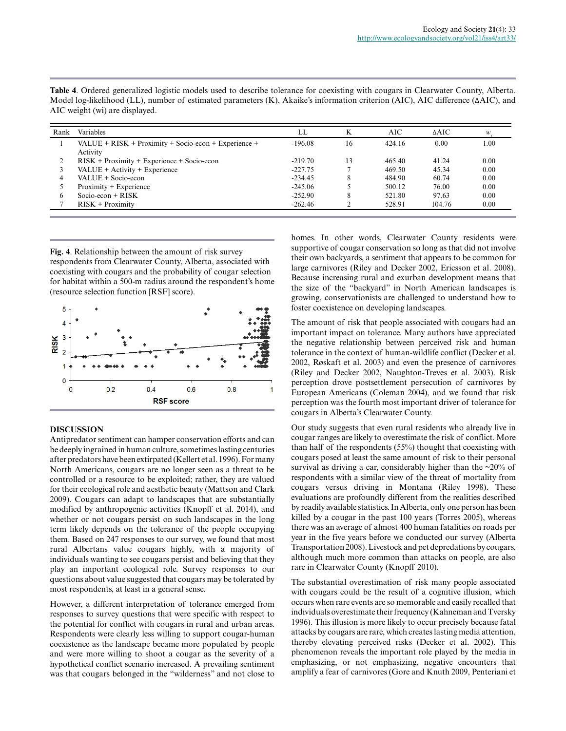**Table 4**. Ordered generalized logistic models used to describe tolerance for coexisting with cougars in Clearwater County, Alberta. Model log-likelihood (LL), number of estimated parameters (K), Akaike's information criterion (AIC), AIC difference (ΔAIC), and AIC weight (wi) are displayed.

| Rank | Variables | LL | K | AIC | ΔAIC | $w_i$ |
|---|---|---|---|---|---|---|
| 1 | VALUE + RISK + Proximity + Socio-econ + Experience + Activity | -196.08 | 16 | 424.16 | 0.00 | 1.00 |
| 2 | RISK + Proximity + Experience + Socio-econ | -219.70 | 13 | 465.40 | 41.24 | 0.00 |
| 3 | VALUE + Activity + Experience | -227.75 | 7 | 469.50 | 45.34 | 0.00 |
| 4 | VALUE + Socio-econ | -234.45 | 8 | 484.90 | 60.74 | 0.00 |
| 5 | Proximity + Experience | -245.06 | 5 | 500.12 | 76.00 | 0.00 |
| 6 | Socio-econ + RISK | -252.90 | 8 | 521.80 | 97.63 | 0.00 |
| 7 | RISK + Proximity | -262.46 | 2 | 528.91 | 104.76 | 0.00 |

**Fig. 4**. Relationship between the amount of risk survey respondents from Clearwater County, Alberta, associated with coexisting with cougars and the probability of cougar selection for habitat within a 500-m radius around the respondent's home (resource selection function [RSF] score).

## DISCUSSION

Antipredator sentiment can hamper conservation efforts and can be deeply ingrained in human culture, sometimes lasting centuries after predators have been extirpated (Kellert et al. 1996). For many North Americans, cougars are no longer seen as a threat to be controlled or a resource to be exploited; rather, they are valued for their ecological role and aesthetic beauty (Mattson and Clark 2009). Cougars can adapt to landscapes that are substantially modified by anthropogenic activities (Knopff et al. 2014), and whether or not cougars persist on such landscapes in the long term likely depends on the tolerance of the people occupying them. Based on 247 responses to our survey, we found that most rural Albertans value cougars highly, with a majority of individuals wanting to see cougars persist and believing that they play an important ecological role. Survey responses to our questions about value suggested that cougars may be tolerated by most respondents, at least in a general sense.

However, a different interpretation of tolerance emerged from responses to survey questions that were specific with respect to the potential for conflict with cougars in rural and urban areas. Respondents were clearly less willing to support cougar-human coexistence as the landscape became more populated by people and were more willing to shoot a cougar as the severity of a hypothetical conflict scenario increased. A prevailing sentiment was that cougars belonged in the "wilderness" and not close to homes. In other words, Clearwater County residents were supportive of cougar conservation so long as that did not involve their own backyards, a sentiment that appears to be common for large carnivores (Riley and Decker 2002, Ericsson et al. 2008). Because increasing rural and exurban development means that the size of the "backyard" in North American landscapes is growing, conservationists are challenged to understand how to foster coexistence on developing landscapes.

The amount of risk that people associated with cougars had an important impact on tolerance. Many authors have appreciated the negative relationship between perceived risk and human tolerance in the context of human-wildlife conflict (Decker et al. 2002, Røskaft et al. 2003) and even the presence of carnivores (Riley and Decker 2002, Naughton-Treves et al. 2003). Risk perception drove postsettlement persecution of carnivores by European Americans (Coleman 2004), and we found that risk perception was the fourth most important driver of tolerance for cougars in Alberta's Clearwater County.

Our study suggests that even rural residents who already live in cougar ranges are likely to overestimate the risk of conflict. More than half of the respondents (55%) thought that coexisting with cougars posed at least the same amount of risk to their personal survival as driving a car, considerably higher than the ~20% of respondents with a similar view of the threat of mortality from cougars versus driving in Montana (Riley 1998). These evaluations are profoundly different from the realities described by readily available statistics. In Alberta, only one person has been killed by a cougar in the past 100 years (Torres 2005), whereas there was an average of almost 400 human fatalities on roads per year in the five years before we conducted our survey (Alberta Transportation 2008). Livestock and pet depredations by cougars, although much more common than attacks on people, are also rare in Clearwater County (Knopff 2010).

The substantial overestimation of risk many people associated with cougars could be the result of a cognitive illusion, which occurs when rare events are so memorable and easily recalled that individuals overestimate their frequency (Kahneman and Tversky 1996). This illusion is more likely to occur precisely because fatal attacks by cougars are rare, which creates lasting media attention, thereby elevating perceived risks (Decker et al. 2002). This phenomenon reveals the important role played by the media in emphasizing, or not emphasizing, negative encounters that amplify a fear of carnivores (Gore and Knuth 2009, Penteriani et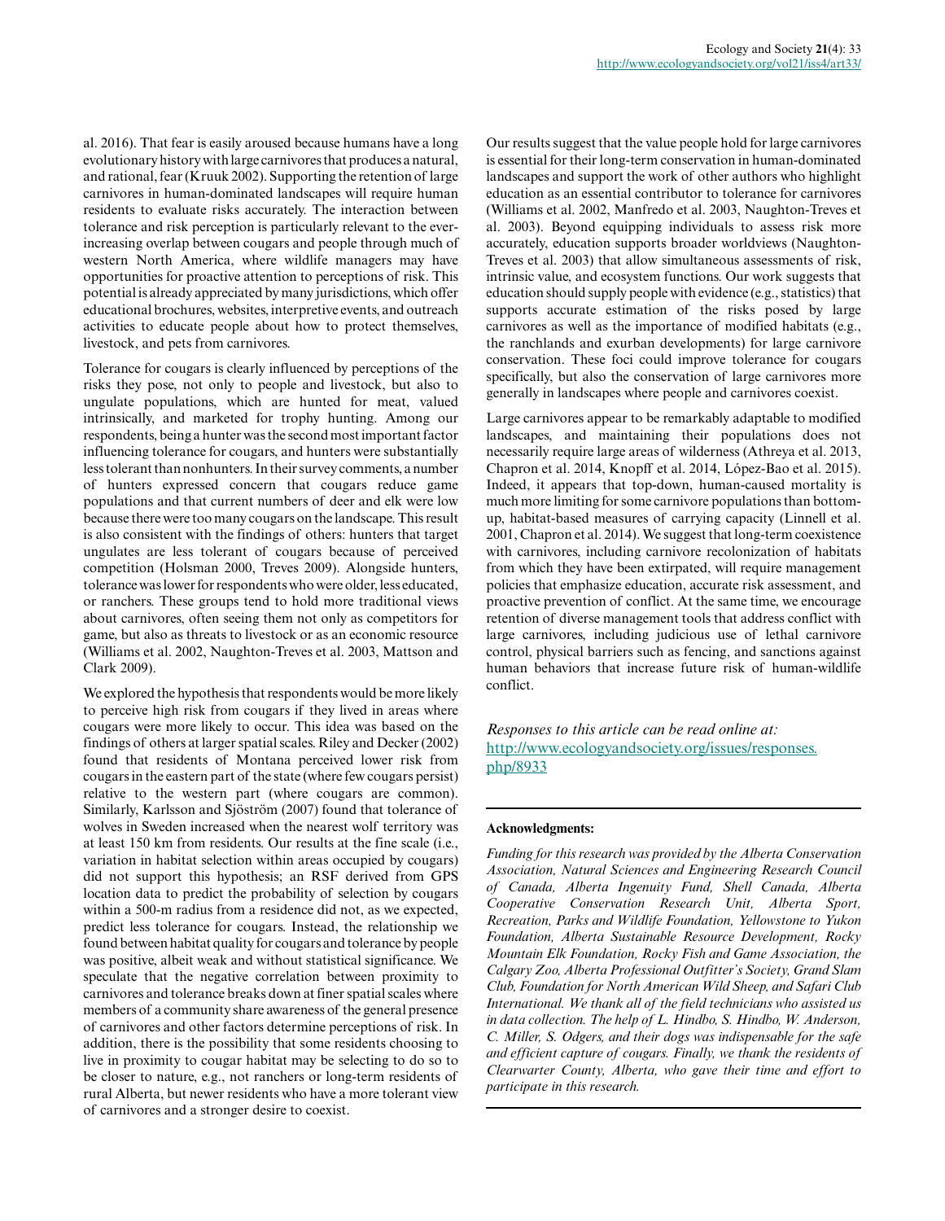al. 2016). That fear is easily aroused because humans have a long evolutionary history with large carnivores that produces a natural, and rational, fear (Kruuk 2002). Supporting the retention of large carnivores in human-dominated landscapes will require human residents to evaluate risks accurately. The interaction between tolerance and risk perception is particularly relevant to the ever-increasing overlap between cougars and people through much of western North America, where wildlife managers may have opportunities for proactive attention to perceptions of risk. This potential is already appreciated by many jurisdictions, which offer educational brochures, websites, interpretive events, and outreach activities to educate people about how to protect themselves, livestock, and pets from carnivores.

Tolerance for cougars is clearly influenced by perceptions of the risks they pose, not only to people and livestock, but also to ungulate populations, which are hunted for meat, valued intrinsically, and marketed for trophy hunting. Among our respondents, being a hunter was the second most important factor influencing tolerance for cougars, and hunters were substantially less tolerant than nonhunters. In their survey comments, a number of hunters expressed concern that cougars reduce game populations and that current numbers of deer and elk were low because there were too many cougars on the landscape. This result is also consistent with the findings of others: hunters that target ungulates are less tolerant of cougars because of perceived competition (Holsman 2000, Treves 2009). Alongside hunters, tolerance was lower for respondents who were older, less educated, or ranchers. These groups tend to hold more traditional views about carnivores, often seeing them not only as competitors for game, but also as threats to livestock or as an economic resource (Williams et al. 2002, Naughton-Treves et al. 2003, Mattson and Clark 2009).

We explored the hypothesis that respondents would be more likely to perceive high risk from cougars if they lived in areas where cougars were more likely to occur. This idea was based on the findings of others at larger spatial scales. Riley and Decker (2002) found that residents of Montana perceived lower risk from cougars in the eastern part of the state (where few cougars persist) relative to the western part (where cougars are common). Similarly, Karlsson and Sjöström (2007) found that tolerance of wolves in Sweden increased when the nearest wolf territory was at least 150 km from residents. Our results at the fine scale (i.e., variation in habitat selection within areas occupied by cougars) did not support this hypothesis; an RSF derived from GPS location data to predict the probability of selection by cougars within a 500-m radius from a residence did not, as we expected, predict less tolerance for cougars. Instead, the relationship we found between habitat quality for cougars and tolerance by people was positive, albeit weak and without statistical significance. We speculate that the negative correlation between proximity to carnivores and tolerance breaks down at finer spatial scales where members of a community share awareness of the general presence of carnivores and other factors determine perceptions of risk. In addition, there is the possibility that some residents choosing to live in proximity to cougar habitat may be selecting to do so to be closer to nature, e.g., not ranchers or long-term residents of rural Alberta, but newer residents who have a more tolerant view of carnivores and a stronger desire to coexist.

Our results suggest that the value people hold for large carnivores is essential for their long-term conservation in human-dominated landscapes and support the work of other authors who highlight education as an essential contributor to tolerance for carnivores (Williams et al. 2002, Manfredo et al. 2003, Naughton-Treves et al. 2003). Beyond equipping individuals to assess risk more accurately, education supports broader worldviews (Naughton-Treves et al. 2003) that allow simultaneous assessments of risk, intrinsic value, and ecosystem functions. Our work suggests that education should supply people with evidence (e.g., statistics) that supports accurate estimation of the risks posed by large carnivores as well as the importance of modified habitats (e.g., the ranchlands and exurban developments) for large carnivore conservation. These foci could improve tolerance for cougars specifically, but also the conservation of large carnivores more generally in landscapes where people and carnivores coexist.

Large carnivores appear to be remarkably adaptable to modified landscapes, and maintaining their populations does not necessarily require large areas of wilderness (Athreya et al. 2013, Chapron et al. 2014, Knopff et al. 2014, López-Bao et al. 2015). Indeed, it appears that top-down, human-caused mortality is much more limiting for some carnivore populations than bottom-up, habitat-based measures of carrying capacity (Linnell et al. 2001, Chapron et al. 2014). We suggest that long-term coexistence with carnivores, including carnivore recolonization of habitats from which they have been extirpated, will require management policies that emphasize education, accurate risk assessment, and proactive prevention of conflict. At the same time, we encourage retention of diverse management tools that address conflict with large carnivores, including judicious use of lethal carnivore control, physical barriers such as fencing, and sanctions against human behaviors that increase future risk of human-wildlife conflict.

*Responses to this article can be read online at:*
http://www.ecologyandsociety.org/issues/responses.php/8933

**Acknowledgments:**

*Funding for this research was provided by the Alberta Conservation Association, Natural Sciences and Engineering Research Council of Canada, Alberta Ingenuity Fund, Shell Canada, Alberta Cooperative Conservation Research Unit, Alberta Sport, Recreation, Parks and Wildlife Foundation, Yellowstone to Yukon Foundation, Alberta Sustainable Resource Development, Rocky Mountain Elk Foundation, Rocky Fish and Game Association, the Calgary Zoo, Alberta Professional Outfitter's Society, Grand Slam Club, Foundation for North American Wild Sheep, and Safari Club International. We thank all of the field technicians who assisted us in data collection. The help of L. Hindbo, S. Hindbo, W. Anderson, C. Miller, S. Odgers, and their dogs was indispensable for the safe and efficient capture of cougars. Finally, we thank the residents of Clearwarter County, Alberta, who gave their time and effort to participate in this research.*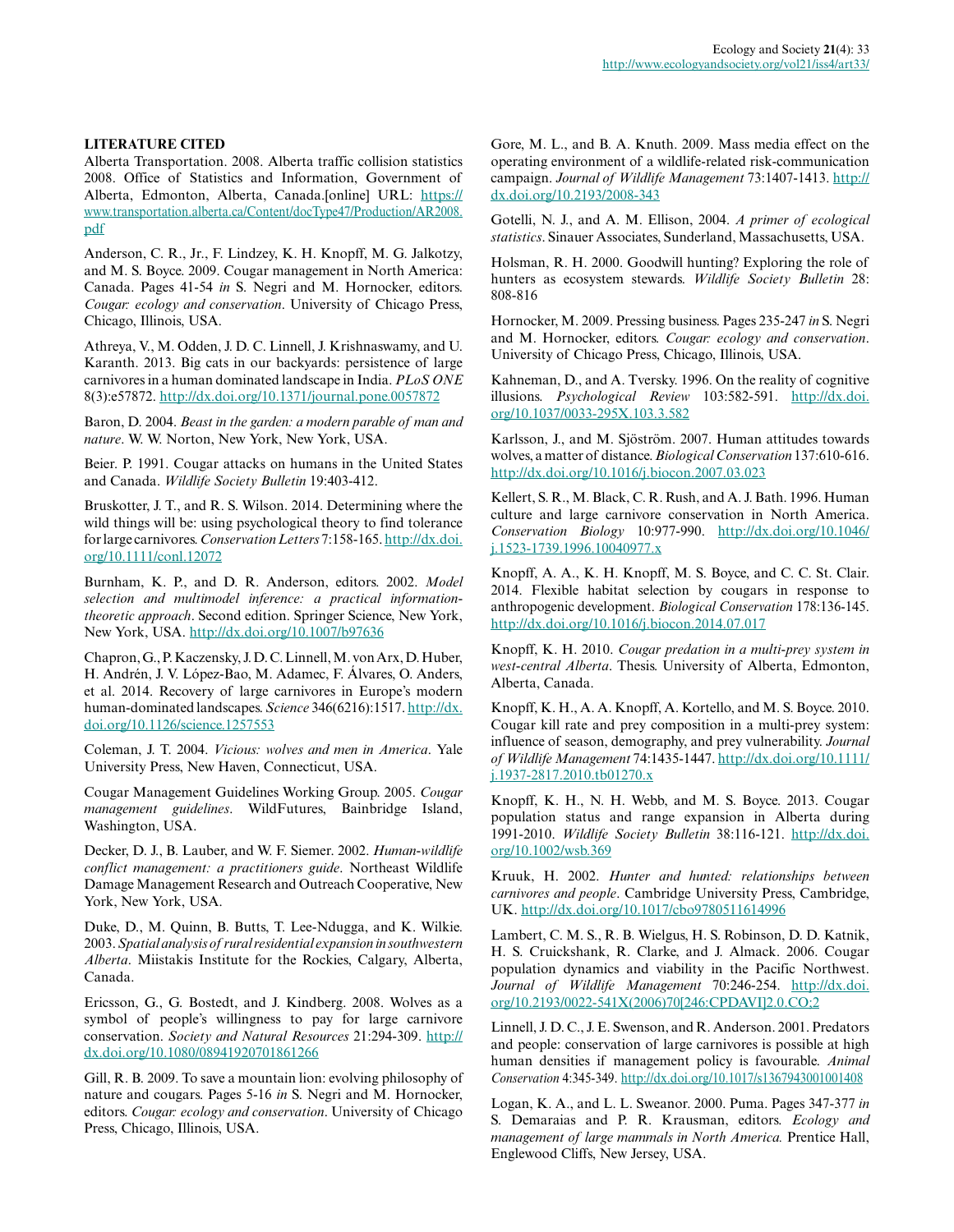**LITERATURE CITED**

Alberta Transportation. 2008. Alberta traffic collision statistics 2008. Office of Statistics and Information, Government of Alberta, Edmonton, Alberta, Canada.[online] URL: https://www.transportation.alberta.ca/Content/docType47/Production/AR2008.pdf

Anderson, C. R., Jr., F. Lindzey, K. H. Knopff, M. G. Jalkotzy, and M. S. Boyce. 2009. Cougar management in North America: Canada. Pages 41-54 *in* S. Negri and M. Hornocker, editors. *Cougar: ecology and conservation*. University of Chicago Press, Chicago, Illinois, USA.

Athreya, V., M. Odden, J. D. C. Linnell, J. Krishnaswamy, and U. Karanth. 2013. Big cats in our backyards: persistence of large carnivores in a human dominated landscape in India. *PLoS ONE* 8(3):e57872. http://dx.doi.org/10.1371/journal.pone.0057872

Baron, D. 2004. *Beast in the garden: a modern parable of man and nature*. W. W. Norton, New York, New York, USA.

Beier. P. 1991. Cougar attacks on humans in the United States and Canada. *Wildlife Society Bulletin* 19:403-412.

Bruskotter, J. T., and R. S. Wilson. 2014. Determining where the wild things will be: using psychological theory to find tolerance for large carnivores. *Conservation Letters* 7:158-165. http://dx.doi.org/10.1111/conl.12072

Burnham, K. P., and D. R. Anderson, editors. 2002. *Model selection and multimodel inference: a practical information-theoretic approach*. Second edition. Springer Science, New York, New York, USA. http://dx.doi.org/10.1007/b97636

Chapron, G., P. Kaczensky, J. D. C. Linnell, M. von Arx, D. Huber, H. Andrén, J. V. López-Bao, M. Adamec, F. Álvares, O. Anders, et al. 2014. Recovery of large carnivores in Europe's modern human-dominated landscapes. *Science* 346(6216):1517. http://dx.doi.org/10.1126/science.1257553

Coleman, J. T. 2004. *Vicious: wolves and men in America*. Yale University Press, New Haven, Connecticut, USA.

Cougar Management Guidelines Working Group. 2005. *Cougar management guidelines*. WildFutures, Bainbridge Island, Washington, USA.

Decker, D. J., B. Lauber, and W. F. Siemer. 2002. *Human-wildlife conflict management: a practitioners guide*. Northeast Wildlife Damage Management Research and Outreach Cooperative, New York, New York, USA.

Duke, D., M. Quinn, B. Butts, T. Lee-Ndugga, and K. Wilkie. 2003. *Spatial analysis of rural residential expansion in southwestern Alberta*. Miistakis Institute for the Rockies, Calgary, Alberta, Canada.

Ericsson, G., G. Bostedt, and J. Kindberg. 2008. Wolves as a symbol of people's willingness to pay for large carnivore conservation. *Society and Natural Resources* 21:294-309. http://dx.doi.org/10.1080/08941920701861266

Gill, R. B. 2009. To save a mountain lion: evolving philosophy of nature and cougars. Pages 5-16 *in* S. Negri and M. Hornocker, editors. *Cougar: ecology and conservation*. University of Chicago Press, Chicago, Illinois, USA.

Gore, M. L., and B. A. Knuth. 2009. Mass media effect on the operating environment of a wildlife-related risk-communication campaign. *Journal of Wildlife Management* 73:1407-1413. http://dx.doi.org/10.2193/2008-343

Gotelli, N. J., and A. M. Ellison, 2004. *A primer of ecological statistics*. Sinauer Associates, Sunderland, Massachusetts, USA.

Holsman, R. H. 2000. Goodwill hunting? Exploring the role of hunters as ecosystem stewards. *Wildlife Society Bulletin* 28: 808-816

Hornocker, M. 2009. Pressing business. Pages 235-247 *in* S. Negri and M. Hornocker, editors. *Cougar: ecology and conservation*. University of Chicago Press, Chicago, Illinois, USA.

Kahneman, D., and A. Tversky. 1996. On the reality of cognitive illusions. *Psychological Review* 103:582-591. http://dx.doi.org/10.1037/0033-295X.103.3.582

Karlsson, J., and M. Sjöström. 2007. Human attitudes towards wolves, a matter of distance. *Biological Conservation* 137:610-616. http://dx.doi.org/10.1016/j.biocon.2007.03.023

Kellert, S. R., M. Black, C. R. Rush, and A. J. Bath. 1996. Human culture and large carnivore conservation in North America. *Conservation Biology* 10:977-990. http://dx.doi.org/10.1046/j.1523-1739.1996.10040977.x

Knopff, A. A., K. H. Knopff, M. S. Boyce, and C. C. St. Clair. 2014. Flexible habitat selection by cougars in response to anthropogenic development. *Biological Conservation* 178:136-145. http://dx.doi.org/10.1016/j.biocon.2014.07.017

Knopff, K. H. 2010. *Cougar predation in a multi-prey system in west-central Alberta*. Thesis. University of Alberta, Edmonton, Alberta, Canada.

Knopff, K. H., A. A. Knopff, A. Kortello, and M. S. Boyce. 2010. Cougar kill rate and prey composition in a multi-prey system: influence of season, demography, and prey vulnerability. *Journal of Wildlife Management* 74:1435-1447. http://dx.doi.org/10.1111/j.1937-2817.2010.tb01270.x

Knopff, K. H., N. H. Webb, and M. S. Boyce. 2013. Cougar population status and range expansion in Alberta during 1991-2010. *Wildlife Society Bulletin* 38:116-121. http://dx.doi.org/10.1002/wsb.369

Kruuk, H. 2002. *Hunter and hunted: relationships between carnivores and people*. Cambridge University Press, Cambridge, UK. http://dx.doi.org/10.1017/cbo9780511614996

Lambert, C. M. S., R. B. Wielgus, H. S. Robinson, D. D. Katnik, H. S. Cruickshank, R. Clarke, and J. Almack. 2006. Cougar population dynamics and viability in the Pacific Northwest. *Journal of Wildlife Management* 70:246-254. http://dx.doi.org/10.2193/0022-541X(2006)70[246:CPDAVI]2.0.CO;2

Linnell, J. D. C., J. E. Swenson, and R. Anderson. 2001. Predators and people: conservation of large carnivores is possible at high human densities if management policy is favourable. *Animal Conservation* 4:345-349. http://dx.doi.org/10.1017/s1367943001001408

Logan, K. A., and L. L. Sweanor. 2000. Puma. Pages 347-377 *in* S. Demaraias and P. R. Krausman, editors. *Ecology and management of large mammals in North America.* Prentice Hall, Englewood Cliffs, New Jersey, USA.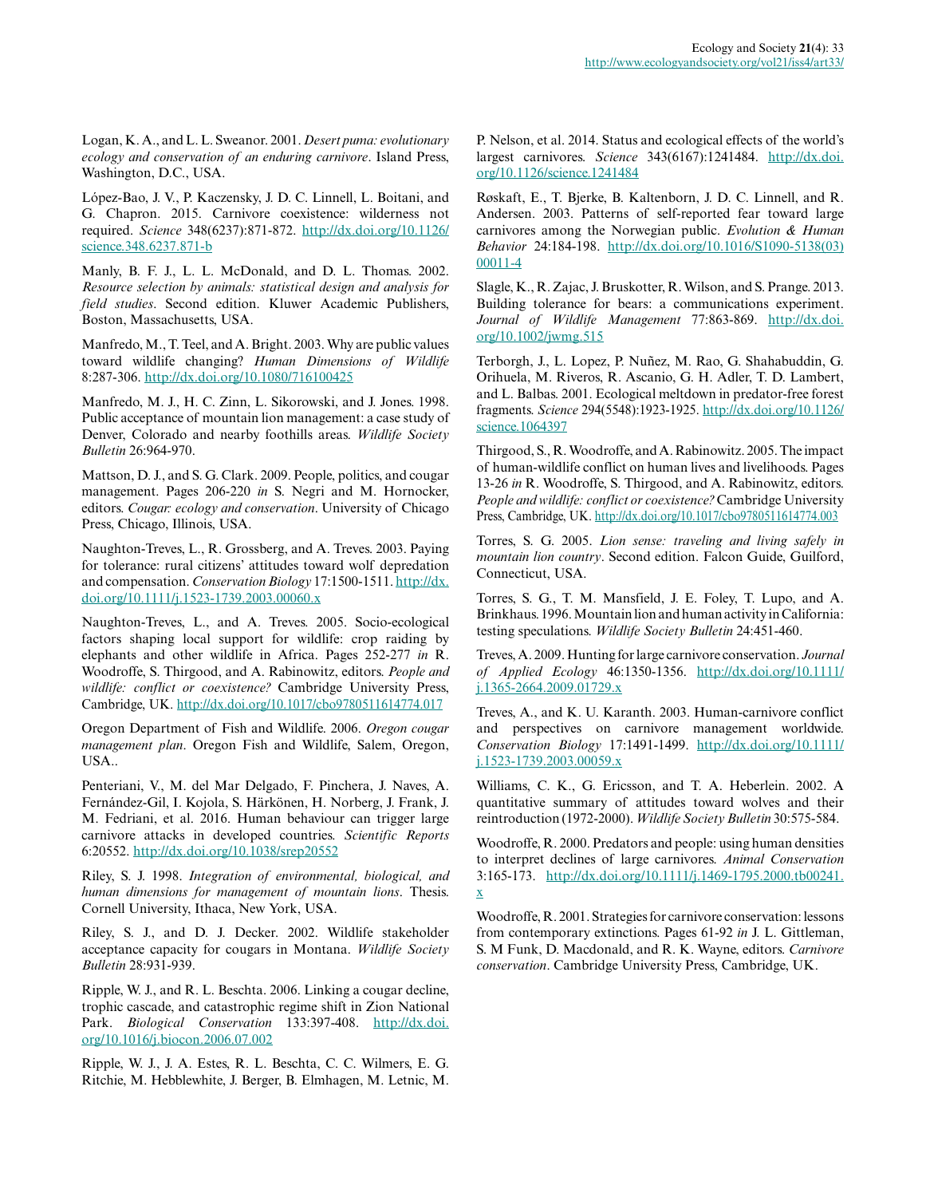Logan, K. A., and L. L. Sweanor. 2001. *Desert puma: evolutionary ecology and conservation of an enduring carnivore*. Island Press, Washington, D.C., USA.

López-Bao, J. V., P. Kaczensky, J. D. C. Linnell, L. Boitani, and G. Chapron. 2015. Carnivore coexistence: wilderness not required. *Science* 348(6237):871-872. http://dx.doi.org/10.1126/science.348.6237.871-b

Manly, B. F. J., L. L. McDonald, and D. L. Thomas. 2002. *Resource selection by animals: statistical design and analysis for field studies*. Second edition. Kluwer Academic Publishers, Boston, Massachusetts, USA.

Manfredo, M., T. Teel, and A. Bright. 2003. Why are public values toward wildlife changing? *Human Dimensions of Wildlife* 8:287-306. http://dx.doi.org/10.1080/716100425

Manfredo, M. J., H. C. Zinn, L. Sikorowski, and J. Jones. 1998. Public acceptance of mountain lion management: a case study of Denver, Colorado and nearby foothills areas. *Wildlife Society Bulletin* 26:964-970.

Mattson, D. J., and S. G. Clark. 2009. People, politics, and cougar management. Pages 206-220 *in* S. Negri and M. Hornocker, editors. *Cougar: ecology and conservation*. University of Chicago Press, Chicago, Illinois, USA.

Naughton-Treves, L., R. Grossberg, and A. Treves. 2003. Paying for tolerance: rural citizens' attitudes toward wolf depredation and compensation. *Conservation Biology* 17:1500-1511. http://dx.doi.org/10.1111/j.1523-1739.2003.00060.x

Naughton-Treves, L., and A. Treves. 2005. Socio-ecological factors shaping local support for wildlife: crop raiding by elephants and other wildlife in Africa. Pages 252-277 *in* R. Woodroffe, S. Thirgood, and A. Rabinowitz, editors. *People and wildlife: conflict or coexistence?* Cambridge University Press, Cambridge, UK. http://dx.doi.org/10.1017/cbo9780511614774.017

Oregon Department of Fish and Wildlife. 2006. *Oregon cougar management plan*. Oregon Fish and Wildlife, Salem, Oregon, USA..

Penteriani, V., M. del Mar Delgado, F. Pinchera, J. Naves, A. Fernández-Gil, I. Kojola, S. Härkönen, H. Norberg, J. Frank, J. M. Fedriani, et al. 2016. Human behaviour can trigger large carnivore attacks in developed countries. *Scientific Reports* 6:20552. http://dx.doi.org/10.1038/srep20552

Riley, S. J. 1998. *Integration of environmental, biological, and human dimensions for management of mountain lions*. Thesis. Cornell University, Ithaca, New York, USA.

Riley, S. J., and D. J. Decker. 2002. Wildlife stakeholder acceptance capacity for cougars in Montana. *Wildlife Society Bulletin* 28:931-939.

Ripple, W. J., and R. L. Beschta. 2006. Linking a cougar decline, trophic cascade, and catastrophic regime shift in Zion National Park. *Biological Conservation* 133:397-408. http://dx.doi.org/10.1016/j.biocon.2006.07.002

Ripple, W. J., J. A. Estes, R. L. Beschta, C. C. Wilmers, E. G. Ritchie, M. Hebblewhite, J. Berger, B. Elmhagen, M. Letnic, M. P. Nelson, et al. 2014. Status and ecological effects of the world's largest carnivores. *Science* 343(6167):1241484. http://dx.doi.org/10.1126/science.1241484

Røskaft, E., T. Bjerke, B. Kaltenborn, J. D. C. Linnell, and R. Andersen. 2003. Patterns of self-reported fear toward large carnivores among the Norwegian public. *Evolution & Human Behavior* 24:184-198. http://dx.doi.org/10.1016/S1090-5138(03)00011-4

Slagle, K., R. Zajac, J. Bruskotter, R. Wilson, and S. Prange. 2013. Building tolerance for bears: a communications experiment. *Journal of Wildlife Management* 77:863-869. http://dx.doi.org/10.1002/jwmg.515

Terborgh, J., L. Lopez, P. Nuñez, M. Rao, G. Shahabuddin, G. Orihuela, M. Riveros, R. Ascanio, G. H. Adler, T. D. Lambert, and L. Balbas. 2001. Ecological meltdown in predator-free forest fragments. *Science* 294(5548):1923-1925. http://dx.doi.org/10.1126/science.1064397

Thirgood, S., R. Woodroffe, and A. Rabinowitz. 2005. The impact of human-wildlife conflict on human lives and livelihoods. Pages 13-26 *in* R. Woodroffe, S. Thirgood, and A. Rabinowitz, editors. *People and wildlife: conflict or coexistence?* Cambridge University Press, Cambridge, UK. http://dx.doi.org/10.1017/cbo9780511614774.003

Torres, S. G. 2005. *Lion sense: traveling and living safely in mountain lion country*. Second edition. Falcon Guide, Guilford, Connecticut, USA.

Torres, S. G., T. M. Mansfield, J. E. Foley, T. Lupo, and A. Brinkhaus. 1996. Mountain lion and human activity in California: testing speculations. *Wildlife Society Bulletin* 24:451-460.

Treves, A. 2009. Hunting for large carnivore conservation. *Journal of Applied Ecology* 46:1350-1356. http://dx.doi.org/10.1111/j.1365-2664.2009.01729.x

Treves, A., and K. U. Karanth. 2003. Human-carnivore conflict and perspectives on carnivore management worldwide. *Conservation Biology* 17:1491-1499. http://dx.doi.org/10.1111/j.1523-1739.2003.00059.x

Williams, C. K., G. Ericsson, and T. A. Heberlein. 2002. A quantitative summary of attitudes toward wolves and their reintroduction (1972-2000). *Wildlife Society Bulletin* 30:575-584.

Woodroffe, R. 2000. Predators and people: using human densities to interpret declines of large carnivores. *Animal Conservation* 3:165-173. http://dx.doi.org/10.1111/j.1469-1795.2000.tb00241.x

Woodroffe, R. 2001. Strategies for carnivore conservation: lessons from contemporary extinctions. Pages 61-92 *in* J. L. Gittleman, S. M Funk, D. Macdonald, and R. K. Wayne, editors. *Carnivore conservation*. Cambridge University Press, Cambridge, UK.